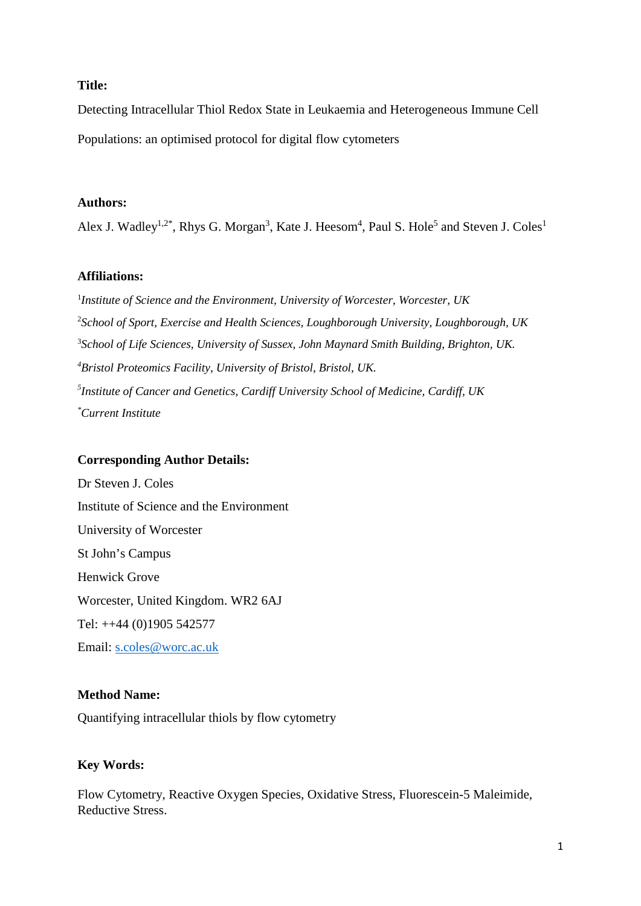**Title:**

Detecting Intracellular Thiol Redox State in Leukaemia and Heterogeneous Immune Cell Populations: an optimised protocol for digital flow cytometers

**Authors:**

Alex J. Wadley[1,2*], Rhys G. Morgan[3], Kate J. Heesom[4], Paul S. Hole[5] and Steven J. Coles[1]

**Affiliations:**

[1]*Institute of Science and the Environment, University of Worcester, Worcester, UK*

[2]*School of Sport, Exercise and Health Sciences, Loughborough University, Loughborough, UK*

[3]*School of Life Sciences, University of Sussex, John Maynard Smith Building, Brighton, UK.*

[4]*Bristol Proteomics Facility, University of Bristol, Bristol, UK.*

[5]*Institute of Cancer and Genetics, Cardiff University School of Medicine, Cardiff, UK*

[*]*Current Institute*

**Corresponding Author Details:**

Dr Steven J. Coles

Institute of Science and the Environment

University of Worcester

St John's Campus

Henwick Grove

Worcester, United Kingdom. WR2 6AJ

Tel: ++44 (0)1905 542577

Email: s.coles@worc.ac.uk

**Method Name:**

Quantifying intracellular thiols by flow cytometry

**Key Words:**

Flow Cytometry, Reactive Oxygen Species, Oxidative Stress, Fluorescein-5 Maleimide, Reductive Stress.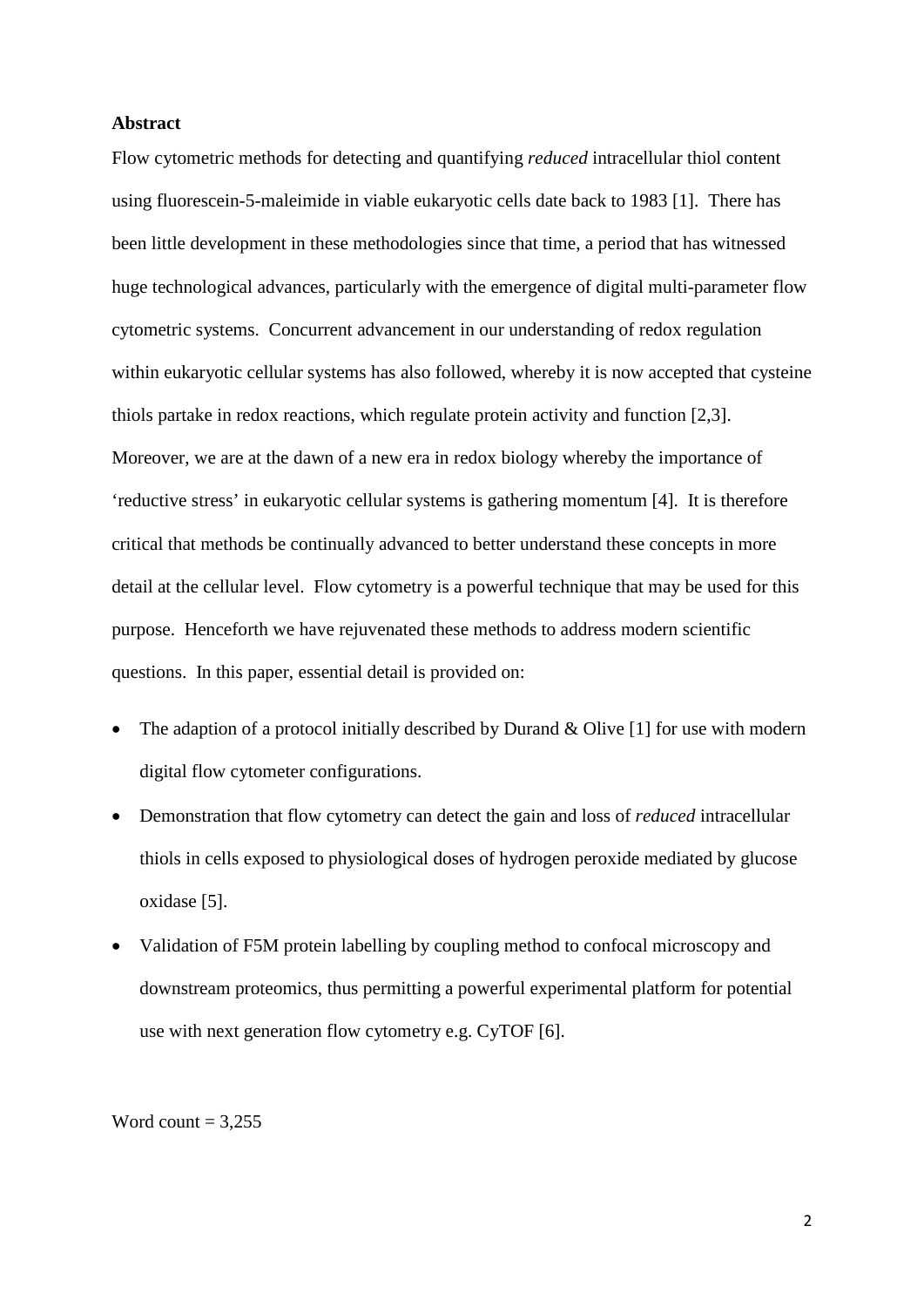**Abstract**

Flow cytometric methods for detecting and quantifying *reduced* intracellular thiol content using fluorescein-5-maleimide in viable eukaryotic cells date back to 1983 [1]. There has been little development in these methodologies since that time, a period that has witnessed huge technological advances, particularly with the emergence of digital multi-parameter flow cytometric systems. Concurrent advancement in our understanding of redox regulation within eukaryotic cellular systems has also followed, whereby it is now accepted that cysteine thiols partake in redox reactions, which regulate protein activity and function [2,3]. Moreover, we are at the dawn of a new era in redox biology whereby the importance of 'reductive stress' in eukaryotic cellular systems is gathering momentum [4]. It is therefore critical that methods be continually advanced to better understand these concepts in more detail at the cellular level. Flow cytometry is a powerful technique that may be used for this purpose. Henceforth we have rejuvenated these methods to address modern scientific questions. In this paper, essential detail is provided on:

- The adaption of a protocol initially described by Durand & Olive [1] for use with modern digital flow cytometer configurations.
- Demonstration that flow cytometry can detect the gain and loss of *reduced* intracellular thiols in cells exposed to physiological doses of hydrogen peroxide mediated by glucose oxidase [5].
- Validation of F5M protein labelling by coupling method to confocal microscopy and downstream proteomics, thus permitting a powerful experimental platform for potential use with next generation flow cytometry e.g. CyTOF [6].

Word count = 3,255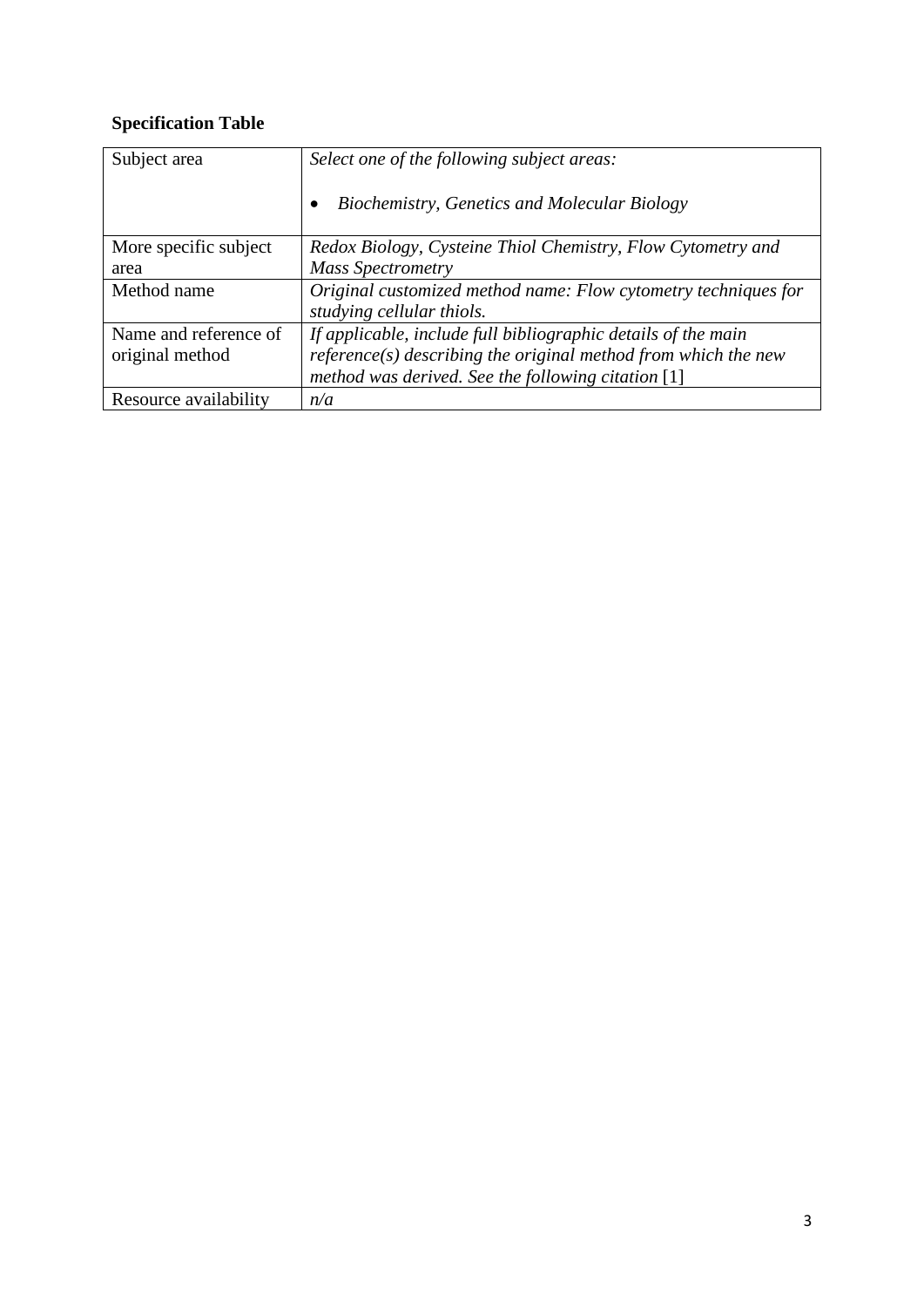**Specification Table**

| | |
|---|---|
| Subject area | *Select one of the following subject areas:*<br><br>• *Biochemistry, Genetics and Molecular Biology* |
| More specific subject area | *Redox Biology, Cysteine Thiol Chemistry, Flow Cytometry and Mass Spectrometry* |
| Method name | *Original customized method name: Flow cytometry techniques for studying cellular thiols.* |
| Name and reference of original method | *If applicable, include full bibliographic details of the main reference(s) describing the original method from which the new method was derived. See the following citation* [1] |
| Resource availability | *n/a* |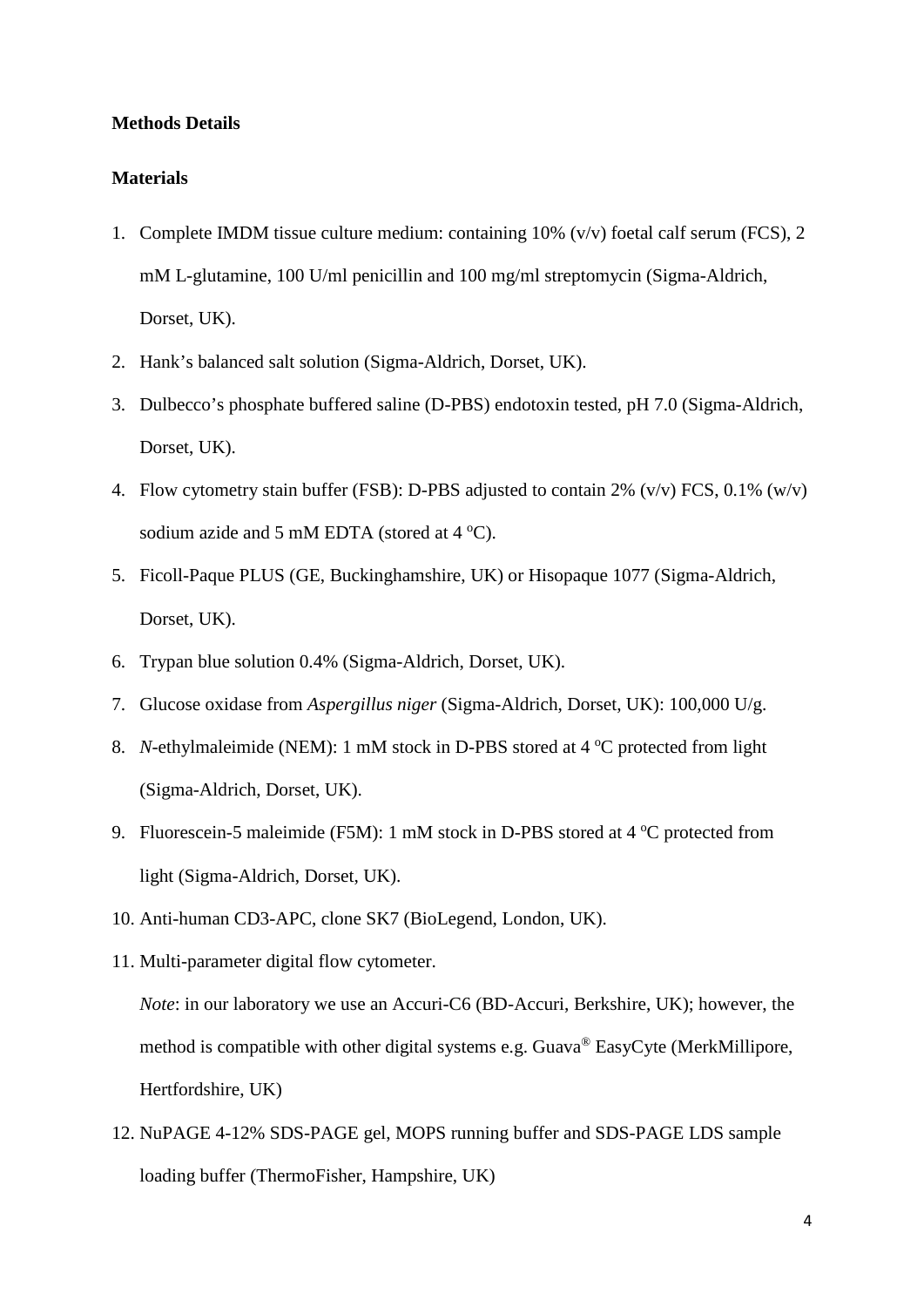**Methods Details**

**Materials**

1. Complete IMDM tissue culture medium: containing 10% (v/v) foetal calf serum (FCS), 2 mM L-glutamine, 100 U/ml penicillin and 100 mg/ml streptomycin (Sigma-Aldrich, Dorset, UK).
2. Hank's balanced salt solution (Sigma-Aldrich, Dorset, UK).
3. Dulbecco's phosphate buffered saline (D-PBS) endotoxin tested, pH 7.0 (Sigma-Aldrich, Dorset, UK).
4. Flow cytometry stain buffer (FSB): D-PBS adjusted to contain 2% (v/v) FCS, 0.1% (w/v) sodium azide and 5 mM EDTA (stored at 4 $^{o}$C).
5. Ficoll-Paque PLUS (GE, Buckinghamshire, UK) or Hisopaque 1077 (Sigma-Aldrich, Dorset, UK).
6. Trypan blue solution 0.4% (Sigma-Aldrich, Dorset, UK).
7. Glucose oxidase from *Aspergillus niger* (Sigma-Aldrich, Dorset, UK): 100,000 U/g.
8. *N*-ethylmaleimide (NEM): 1 mM stock in D-PBS stored at 4 $^{o}$C protected from light (Sigma-Aldrich, Dorset, UK).
9. Fluorescein-5 maleimide (F5M): 1 mM stock in D-PBS stored at 4 $^{o}$C protected from light (Sigma-Aldrich, Dorset, UK).
10. Anti-human CD3-APC, clone SK7 (BioLegend, London, UK).
11. Multi-parameter digital flow cytometer.

    *Note*: in our laboratory we use an Accuri-C6 (BD-Accuri, Berkshire, UK); however, the method is compatible with other digital systems e.g. Guava® EasyCyte (MerkMillipore, Hertfordshire, UK)
12. NuPAGE 4-12% SDS-PAGE gel, MOPS running buffer and SDS-PAGE LDS sample loading buffer (ThermoFisher, Hampshire, UK)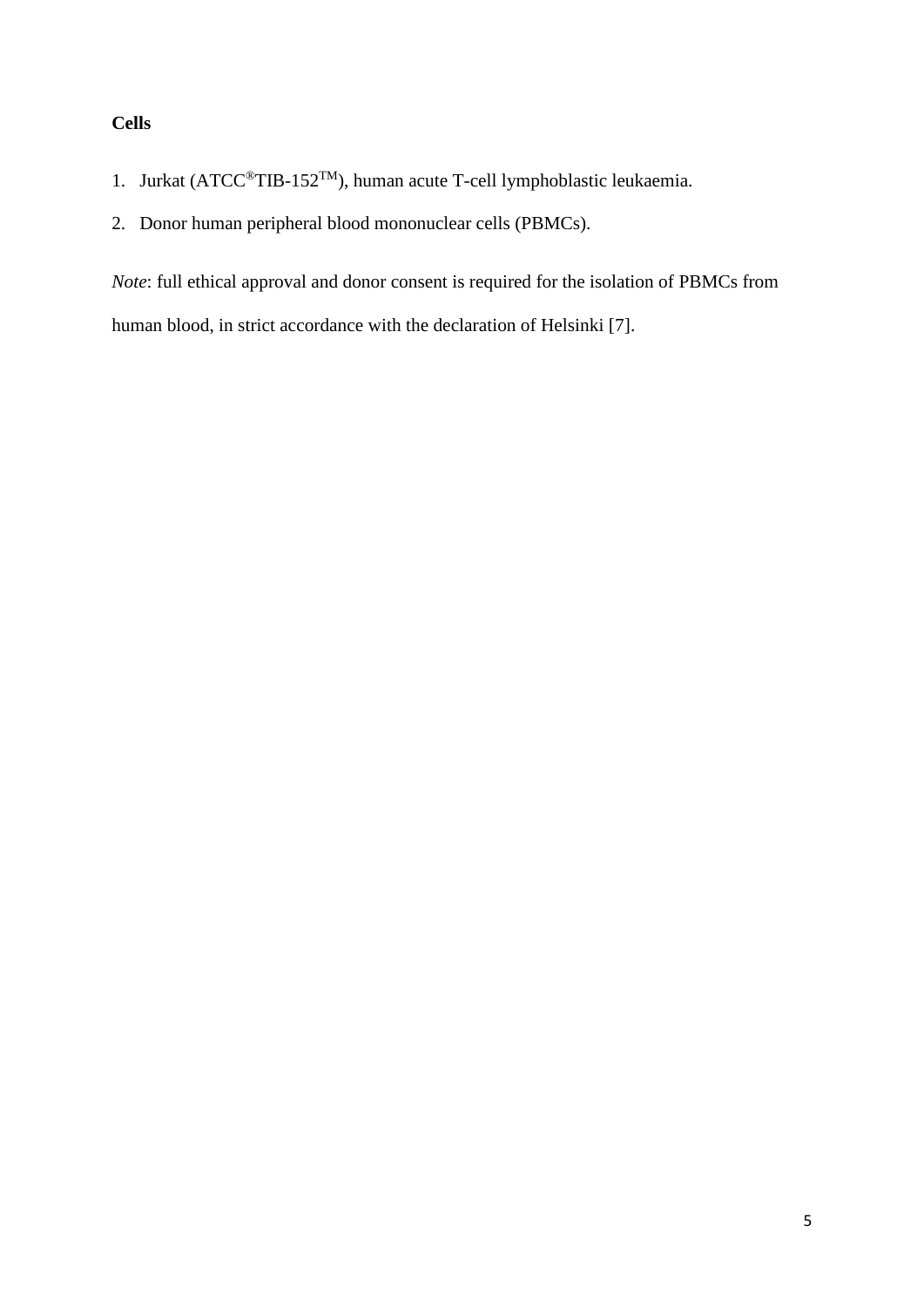**Cells**

1. Jurkat (ATCC®TIB-152™), human acute T-cell lymphoblastic leukaemia.
2. Donor human peripheral blood mononuclear cells (PBMCs).

*Note*: full ethical approval and donor consent is required for the isolation of PBMCs from human blood, in strict accordance with the declaration of Helsinki [7].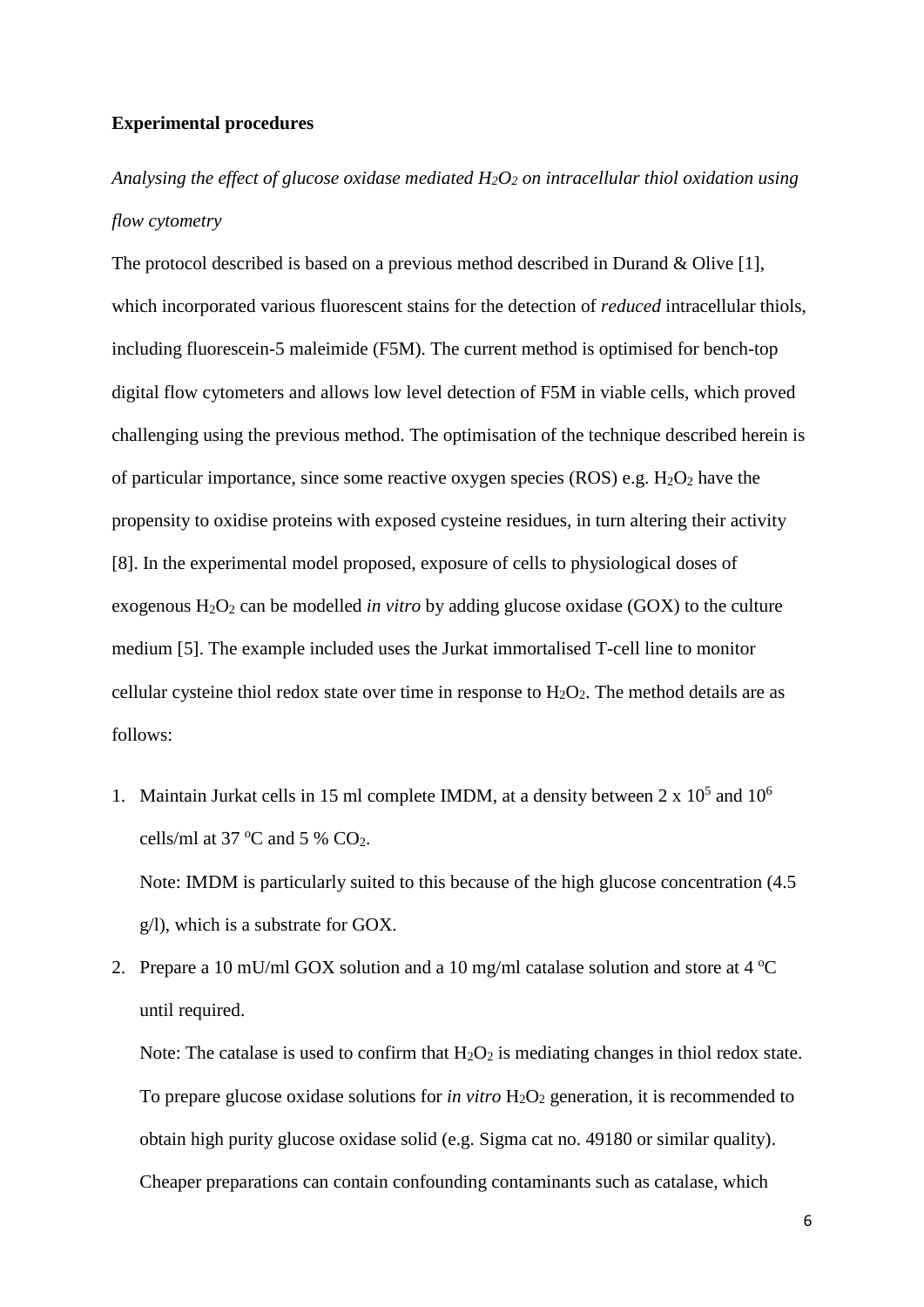**Experimental procedures**

*Analysing the effect of glucose oxidase mediated $H_2O_2$ on intracellular thiol oxidation using flow cytometry*

The protocol described is based on a previous method described in Durand & Olive [1], which incorporated various fluorescent stains for the detection of *reduced* intracellular thiols, including fluorescein-5 maleimide (F5M). The current method is optimised for bench-top digital flow cytometers and allows low level detection of F5M in viable cells, which proved challenging using the previous method. The optimisation of the technique described herein is of particular importance, since some reactive oxygen species (ROS) e.g. $H_2O_2$ have the propensity to oxidise proteins with exposed cysteine residues, in turn altering their activity [8]. In the experimental model proposed, exposure of cells to physiological doses of exogenous $H_2O_2$ can be modelled *in vitro* by adding glucose oxidase (GOX) to the culture medium [5]. The example included uses the Jurkat immortalised T-cell line to monitor cellular cysteine thiol redox state over time in response to $H_2O_2$. The method details are as follows:

1. Maintain Jurkat cells in 15 ml complete IMDM, at a density between $2 \times 10^5$ and $10^6$ cells/ml at 37 $^oC$ and 5 % $CO_2$.

   Note: IMDM is particularly suited to this because of the high glucose concentration (4.5 g/l), which is a substrate for GOX.

2. Prepare a 10 mU/ml GOX solution and a 10 mg/ml catalase solution and store at 4 $^oC$ until required.

   Note: The catalase is used to confirm that $H_2O_2$ is mediating changes in thiol redox state. To prepare glucose oxidase solutions for *in vitro* $H_2O_2$ generation, it is recommended to obtain high purity glucose oxidase solid (e.g. Sigma cat no. 49180 or similar quality). Cheaper preparations can contain confounding contaminants such as catalase, which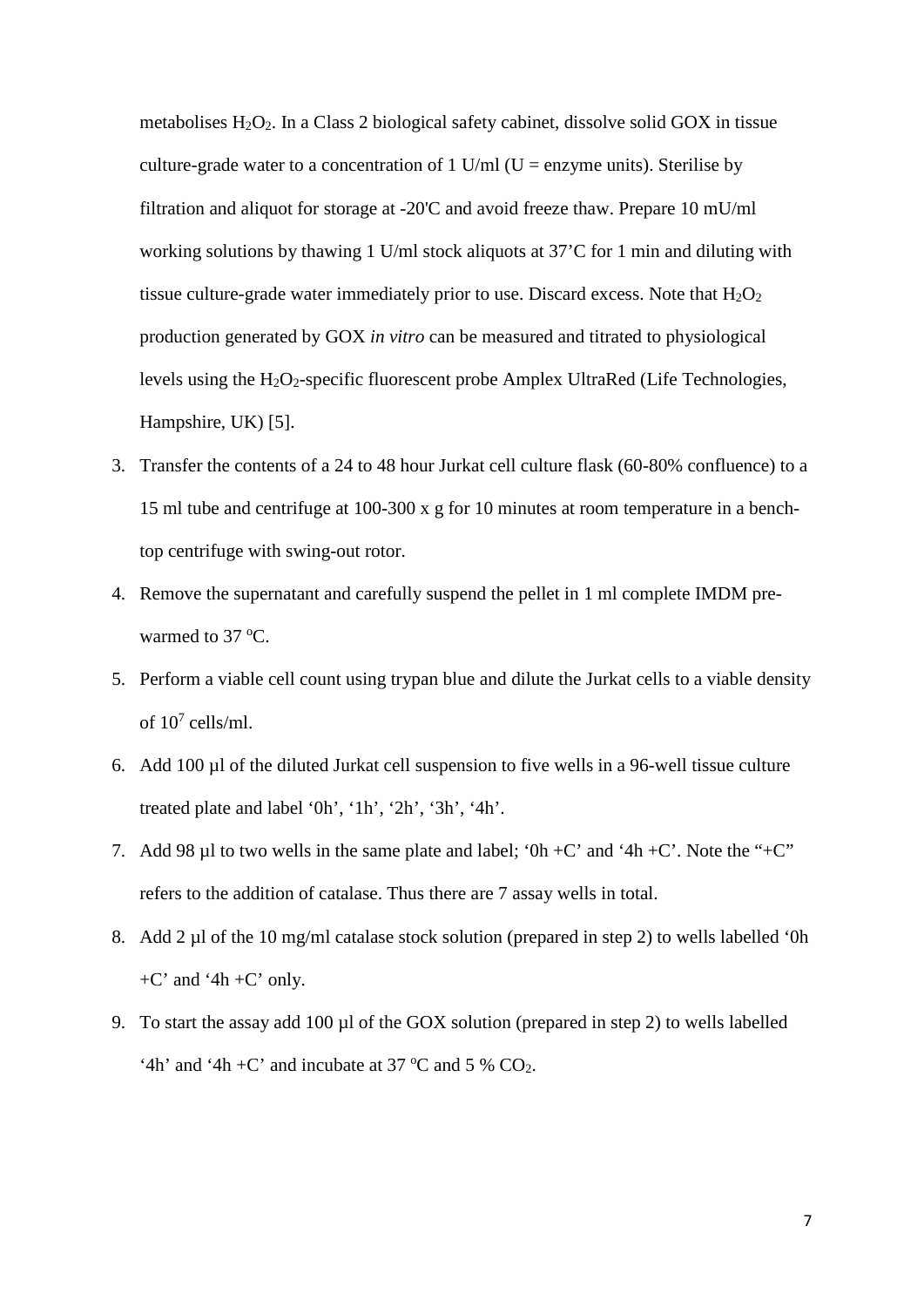metabolises $H_2O_2$. In a Class 2 biological safety cabinet, dissolve solid GOX in tissue culture-grade water to a concentration of 1 U/ml (U = enzyme units). Sterilise by filtration and aliquot for storage at -20'C and avoid freeze thaw. Prepare 10 mU/ml working solutions by thawing 1 U/ml stock aliquots at 37'C for 1 min and diluting with tissue culture-grade water immediately prior to use. Discard excess. Note that $H_2O_2$ production generated by GOX *in vitro* can be measured and titrated to physiological levels using the $H_2O_2$-specific fluorescent probe Amplex UltraRed (Life Technologies, Hampshire, UK) [5].

3. Transfer the contents of a 24 to 48 hour Jurkat cell culture flask (60-80% confluence) to a 15 ml tube and centrifuge at 100-300 x g for 10 minutes at room temperature in a bench-top centrifuge with swing-out rotor.
4. Remove the supernatant and carefully suspend the pellet in 1 ml complete IMDM pre-warmed to 37 $^oC$.
5. Perform a viable cell count using trypan blue and dilute the Jurkat cells to a viable density of $10^7$ cells/ml.
6. Add 100 µl of the diluted Jurkat cell suspension to five wells in a 96-well tissue culture treated plate and label '0h', '1h', '2h', '3h', '4h'.
7. Add 98 µl to two wells in the same plate and label; '0h +C' and '4h +C'. Note the "+C" refers to the addition of catalase. Thus there are 7 assay wells in total.
8. Add 2 µl of the 10 mg/ml catalase stock solution (prepared in step 2) to wells labelled '0h +C' and '4h +C' only.
9. To start the assay add 100 µl of the GOX solution (prepared in step 2) to wells labelled '4h' and '4h +C' and incubate at 37 $^oC$ and 5 % $CO_2$.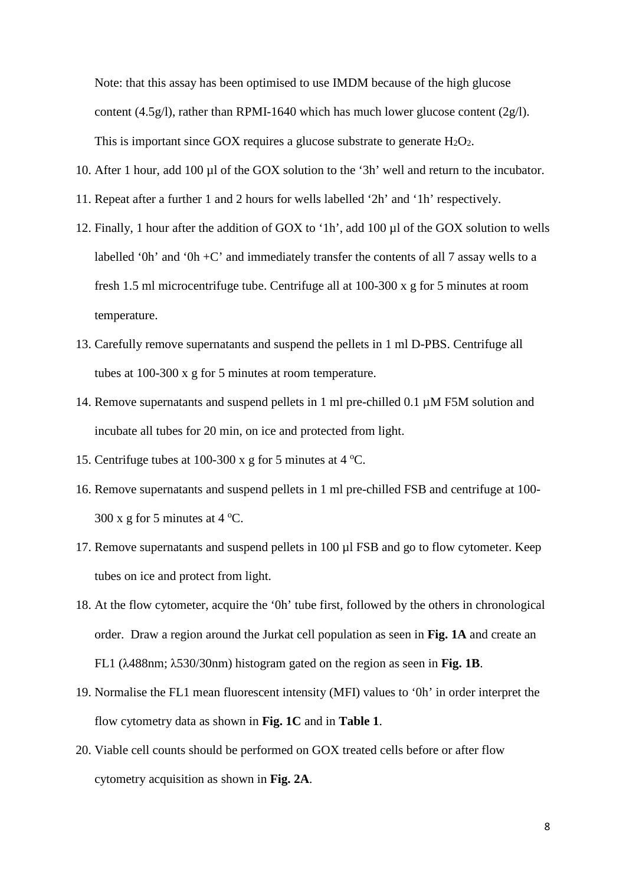Note: that this assay has been optimised to use IMDM because of the high glucose content (4.5g/l), rather than RPMI-1640 which has much lower glucose content (2g/l). This is important since GOX requires a glucose substrate to generate $H_2O_2$.

10. After 1 hour, add 100 µl of the GOX solution to the '3h' well and return to the incubator.
11. Repeat after a further 1 and 2 hours for wells labelled '2h' and '1h' respectively.
12. Finally, 1 hour after the addition of GOX to '1h', add 100 µl of the GOX solution to wells labelled '0h' and '0h +C' and immediately transfer the contents of all 7 assay wells to a fresh 1.5 ml microcentrifuge tube. Centrifuge all at 100-300 x g for 5 minutes at room temperature.
13. Carefully remove supernatants and suspend the pellets in 1 ml D-PBS. Centrifuge all tubes at 100-300 x g for 5 minutes at room temperature.
14. Remove supernatants and suspend pellets in 1 ml pre-chilled 0.1 µM F5M solution and incubate all tubes for 20 min, on ice and protected from light.
15. Centrifuge tubes at 100-300 x g for 5 minutes at 4 °C.
16. Remove supernatants and suspend pellets in 1 ml pre-chilled FSB and centrifuge at 100-300 x g for 5 minutes at 4 °C.
17. Remove supernatants and suspend pellets in 100 µl FSB and go to flow cytometer. Keep tubes on ice and protect from light.
18. At the flow cytometer, acquire the '0h' tube first, followed by the others in chronological order. Draw a region around the Jurkat cell population as seen in **Fig. 1A** and create an FL1 (λ488nm; λ530/30nm) histogram gated on the region as seen in **Fig. 1B**.
19. Normalise the FL1 mean fluorescent intensity (MFI) values to '0h' in order interpret the flow cytometry data as shown in **Fig. 1C** and in **Table 1**.
20. Viable cell counts should be performed on GOX treated cells before or after flow cytometry acquisition as shown in **Fig. 2A**.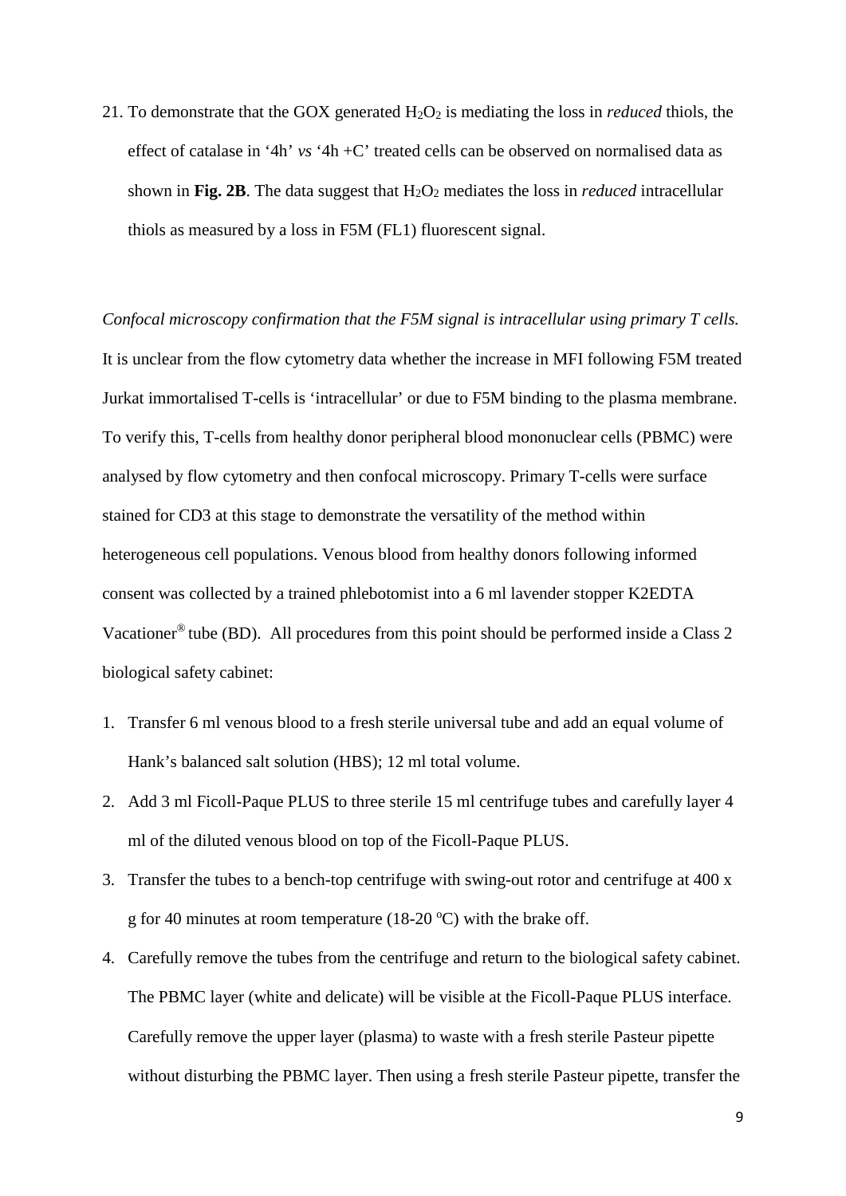21. To demonstrate that the GOX generated $H_2O_2$ is mediating the loss in *reduced* thiols, the effect of catalase in '4h' *vs* '4h +C' treated cells can be observed on normalised data as shown in **Fig. 2B**. The data suggest that $H_2O_2$ mediates the loss in *reduced* intracellular thiols as measured by a loss in F5M (FL1) fluorescent signal.

*Confocal microscopy confirmation that the F5M signal is intracellular using primary T cells.* It is unclear from the flow cytometry data whether the increase in MFI following F5M treated Jurkat immortalised T-cells is 'intracellular' or due to F5M binding to the plasma membrane. To verify this, T-cells from healthy donor peripheral blood mononuclear cells (PBMC) were analysed by flow cytometry and then confocal microscopy. Primary T-cells were surface stained for CD3 at this stage to demonstrate the versatility of the method within heterogeneous cell populations. Venous blood from healthy donors following informed consent was collected by a trained phlebotomist into a 6 ml lavender stopper K2EDTA Vacationer® tube (BD). All procedures from this point should be performed inside a Class 2 biological safety cabinet:

1. Transfer 6 ml venous blood to a fresh sterile universal tube and add an equal volume of Hank's balanced salt solution (HBS); 12 ml total volume.
2. Add 3 ml Ficoll-Paque PLUS to three sterile 15 ml centrifuge tubes and carefully layer 4 ml of the diluted venous blood on top of the Ficoll-Paque PLUS.
3. Transfer the tubes to a bench-top centrifuge with swing-out rotor and centrifuge at 400 x g for 40 minutes at room temperature (18-20 $^oC$) with the brake off.
4. Carefully remove the tubes from the centrifuge and return to the biological safety cabinet. The PBMC layer (white and delicate) will be visible at the Ficoll-Paque PLUS interface. Carefully remove the upper layer (plasma) to waste with a fresh sterile Pasteur pipette without disturbing the PBMC layer. Then using a fresh sterile Pasteur pipette, transfer the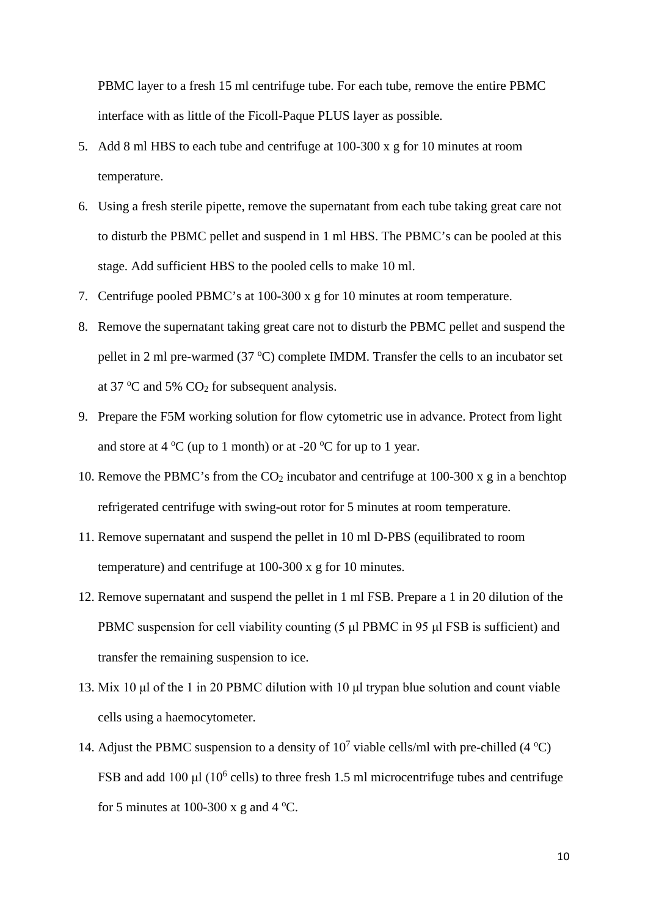PBMC layer to a fresh 15 ml centrifuge tube. For each tube, remove the entire PBMC interface with as little of the Ficoll-Paque PLUS layer as possible.

5. Add 8 ml HBS to each tube and centrifuge at 100-300 x g for 10 minutes at room temperature.
6. Using a fresh sterile pipette, remove the supernatant from each tube taking great care not to disturb the PBMC pellet and suspend in 1 ml HBS. The PBMC's can be pooled at this stage. Add sufficient HBS to the pooled cells to make 10 ml.
7. Centrifuge pooled PBMC's at 100-300 x g for 10 minutes at room temperature.
8. Remove the supernatant taking great care not to disturb the PBMC pellet and suspend the pellet in 2 ml pre-warmed (37 $^{o}$C) complete IMDM. Transfer the cells to an incubator set at 37 $^{o}$C and 5% $CO_2$ for subsequent analysis.
9. Prepare the F5M working solution for flow cytometric use in advance. Protect from light and store at 4 $^{o}$C (up to 1 month) or at -20 $^{o}$C for up to 1 year.
10. Remove the PBMC's from the $CO_2$ incubator and centrifuge at 100-300 x g in a benchtop refrigerated centrifuge with swing-out rotor for 5 minutes at room temperature.
11. Remove supernatant and suspend the pellet in 10 ml D-PBS (equilibrated to room temperature) and centrifuge at 100-300 x g for 10 minutes.
12. Remove supernatant and suspend the pellet in 1 ml FSB. Prepare a 1 in 20 dilution of the PBMC suspension for cell viability counting (5 μl PBMC in 95 μl FSB is sufficient) and transfer the remaining suspension to ice.
13. Mix 10 μl of the 1 in 20 PBMC dilution with 10 μl trypan blue solution and count viable cells using a haemocytometer.
14. Adjust the PBMC suspension to a density of $10^7$ viable cells/ml with pre-chilled (4 $^{o}$C) FSB and add 100 μl ($10^6$ cells) to three fresh 1.5 ml microcentrifuge tubes and centrifuge for 5 minutes at 100-300 x g and 4 $^{o}$C.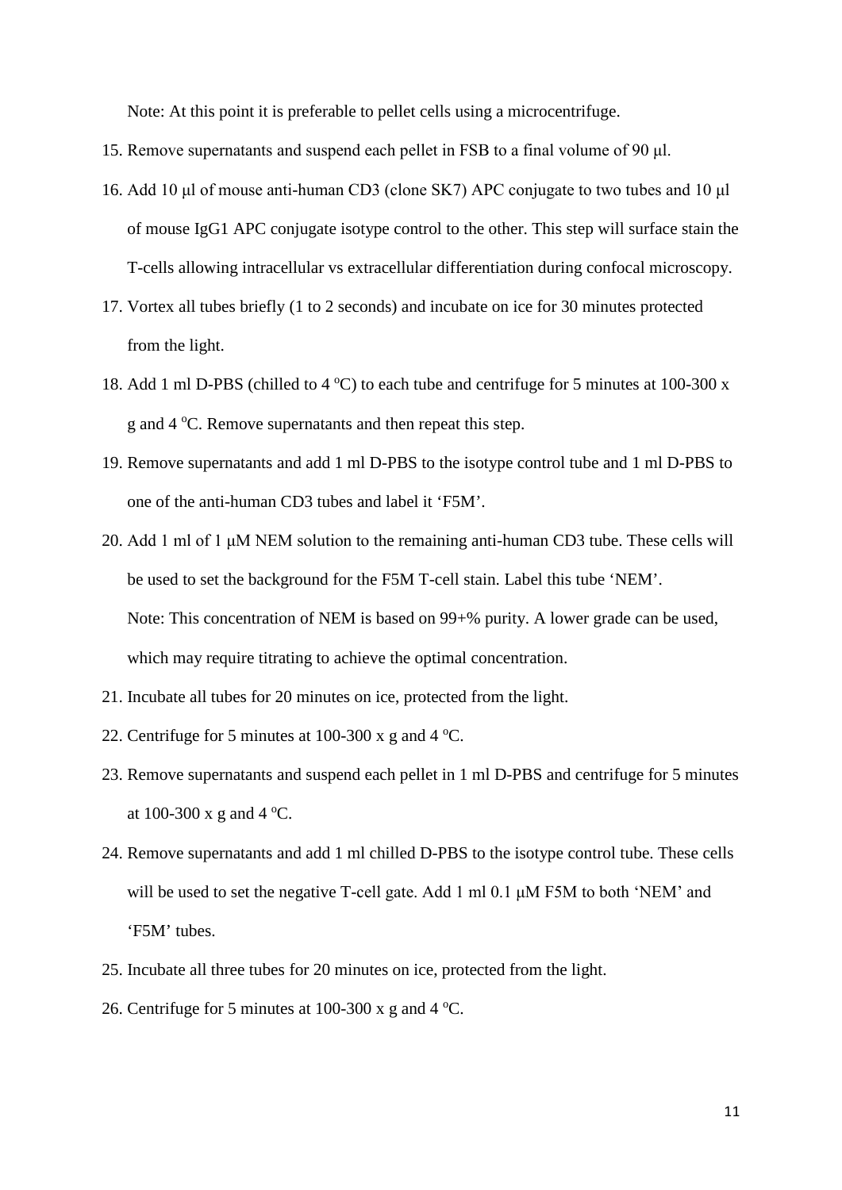Note: At this point it is preferable to pellet cells using a microcentrifuge.

15. Remove supernatants and suspend each pellet in FSB to a final volume of 90 μl.
16. Add 10 μl of mouse anti-human CD3 (clone SK7) APC conjugate to two tubes and 10 μl of mouse IgG1 APC conjugate isotype control to the other. This step will surface stain the T-cells allowing intracellular vs extracellular differentiation during confocal microscopy.
17. Vortex all tubes briefly (1 to 2 seconds) and incubate on ice for 30 minutes protected from the light.
18. Add 1 ml D-PBS (chilled to 4 $^{o}$C) to each tube and centrifuge for 5 minutes at 100-300 x g and 4 $^{o}$C. Remove supernatants and then repeat this step.
19. Remove supernatants and add 1 ml D-PBS to the isotype control tube and 1 ml D-PBS to one of the anti-human CD3 tubes and label it 'F5M'.
20. Add 1 ml of 1 μM NEM solution to the remaining anti-human CD3 tube. These cells will be used to set the background for the F5M T-cell stain. Label this tube 'NEM'.
    Note: This concentration of NEM is based on 99+% purity. A lower grade can be used, which may require titrating to achieve the optimal concentration.
21. Incubate all tubes for 20 minutes on ice, protected from the light.
22. Centrifuge for 5 minutes at 100-300 x g and 4 $^{o}$C.
23. Remove supernatants and suspend each pellet in 1 ml D-PBS and centrifuge for 5 minutes at 100-300 x g and 4 $^{o}$C.
24. Remove supernatants and add 1 ml chilled D-PBS to the isotype control tube. These cells will be used to set the negative T-cell gate. Add 1 ml 0.1 μM F5M to both 'NEM' and 'F5M' tubes.
25. Incubate all three tubes for 20 minutes on ice, protected from the light.
26. Centrifuge for 5 minutes at 100-300 x g and 4 $^{o}$C.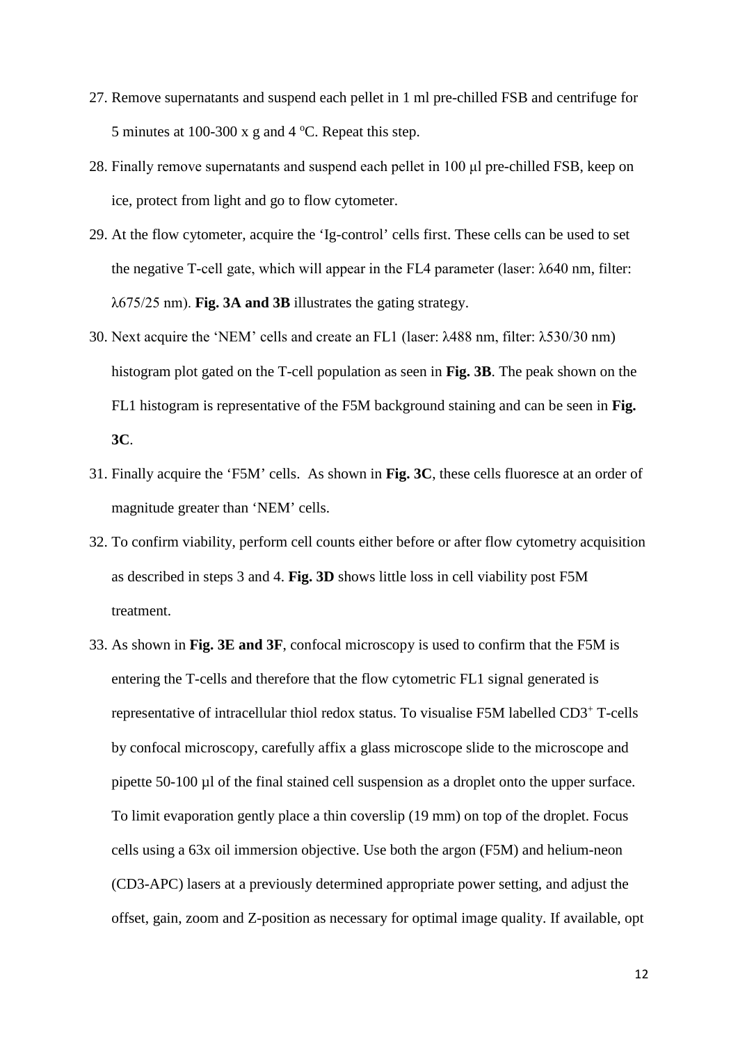27. Remove supernatants and suspend each pellet in 1 ml pre-chilled FSB and centrifuge for 5 minutes at 100-300 x g and 4 °C. Repeat this step.
28. Finally remove supernatants and suspend each pellet in 100 µl pre-chilled FSB, keep on ice, protect from light and go to flow cytometer.
29. At the flow cytometer, acquire the 'Ig-control' cells first. These cells can be used to set the negative T-cell gate, which will appear in the FL4 parameter (laser: λ640 nm, filter: λ675/25 nm). **Fig. 3A and 3B** illustrates the gating strategy.
30. Next acquire the 'NEM' cells and create an FL1 (laser: λ488 nm, filter: λ530/30 nm) histogram plot gated on the T-cell population as seen in **Fig. 3B**. The peak shown on the FL1 histogram is representative of the F5M background staining and can be seen in **Fig. 3C**.
31. Finally acquire the 'F5M' cells. As shown in **Fig. 3C**, these cells fluoresce at an order of magnitude greater than 'NEM' cells.
32. To confirm viability, perform cell counts either before or after flow cytometry acquisition as described in steps 3 and 4. **Fig. 3D** shows little loss in cell viability post F5M treatment.
33. As shown in **Fig. 3E and 3F**, confocal microscopy is used to confirm that the F5M is entering the T-cells and therefore that the flow cytometric FL1 signal generated is representative of intracellular thiol redox status. To visualise F5M labelled $CD3^+$ T-cells by confocal microscopy, carefully affix a glass microscope slide to the microscope and pipette 50-100 µl of the final stained cell suspension as a droplet onto the upper surface. To limit evaporation gently place a thin coverslip (19 mm) on top of the droplet. Focus cells using a 63x oil immersion objective. Use both the argon (F5M) and helium-neon (CD3-APC) lasers at a previously determined appropriate power setting, and adjust the offset, gain, zoom and Z-position as necessary for optimal image quality. If available, opt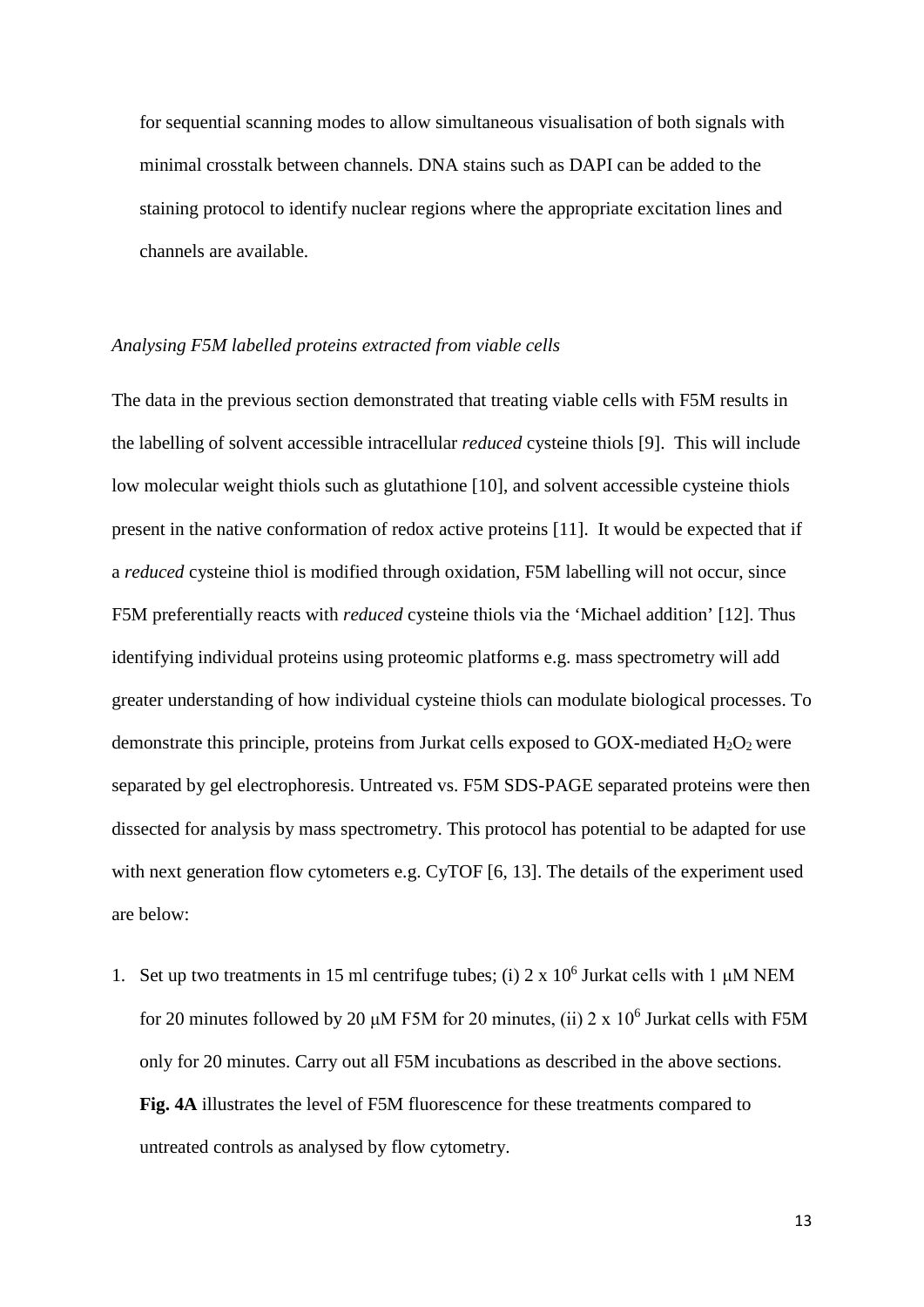for sequential scanning modes to allow simultaneous visualisation of both signals with minimal crosstalk between channels. DNA stains such as DAPI can be added to the staining protocol to identify nuclear regions where the appropriate excitation lines and channels are available.

*Analysing F5M labelled proteins extracted from viable cells*

The data in the previous section demonstrated that treating viable cells with F5M results in the labelling of solvent accessible intracellular *reduced* cysteine thiols [9]. This will include low molecular weight thiols such as glutathione [10], and solvent accessible cysteine thiols present in the native conformation of redox active proteins [11]. It would be expected that if a *reduced* cysteine thiol is modified through oxidation, F5M labelling will not occur, since F5M preferentially reacts with *reduced* cysteine thiols via the 'Michael addition' [12]. Thus identifying individual proteins using proteomic platforms e.g. mass spectrometry will add greater understanding of how individual cysteine thiols can modulate biological processes. To demonstrate this principle, proteins from Jurkat cells exposed to GOX-mediated $H_2O_2$ were separated by gel electrophoresis. Untreated vs. F5M SDS-PAGE separated proteins were then dissected for analysis by mass spectrometry. This protocol has potential to be adapted for use with next generation flow cytometers e.g. CyTOF [6, 13]. The details of the experiment used are below:

1. Set up two treatments in 15 ml centrifuge tubes; (i) $2 \times 10^6$ Jurkat cells with 1 μM NEM for 20 minutes followed by 20 μM F5M for 20 minutes, (ii) $2 \times 10^6$ Jurkat cells with F5M only for 20 minutes. Carry out all F5M incubations as described in the above sections. **Fig. 4A** illustrates the level of F5M fluorescence for these treatments compared to untreated controls as analysed by flow cytometry.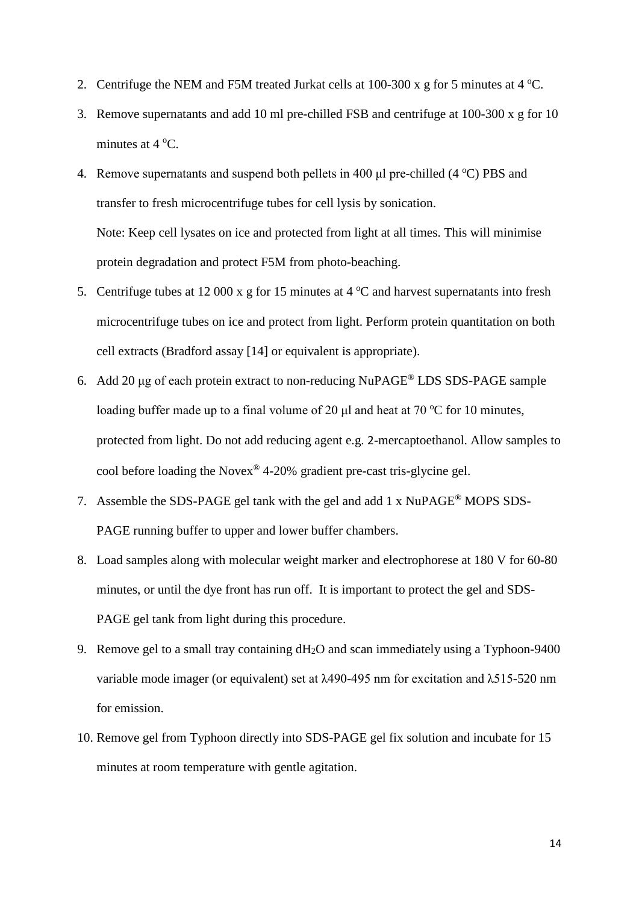2. Centrifuge the NEM and F5M treated Jurkat cells at 100-300 x g for 5 minutes at 4 $^{o}$C.
3. Remove supernatants and add 10 ml pre-chilled FSB and centrifuge at 100-300 x g for 10 minutes at 4 $^{o}$C.
4. Remove supernatants and suspend both pellets in 400 μl pre-chilled (4 $^{o}$C) PBS and transfer to fresh microcentrifuge tubes for cell lysis by sonication.
   Note: Keep cell lysates on ice and protected from light at all times. This will minimise protein degradation and protect F5M from photo-beaching.
5. Centrifuge tubes at 12 000 x g for 15 minutes at 4 $^{o}$C and harvest supernatants into fresh microcentrifuge tubes on ice and protect from light. Perform protein quantitation on both cell extracts (Bradford assay [14] or equivalent is appropriate).
6. Add 20 μg of each protein extract to non-reducing NuPAGE® LDS SDS-PAGE sample loading buffer made up to a final volume of 20 μl and heat at 70 $^{o}$C for 10 minutes, protected from light. Do not add reducing agent e.g. 2-mercaptoethanol. Allow samples to cool before loading the Novex® 4-20% gradient pre-cast tris-glycine gel.
7. Assemble the SDS-PAGE gel tank with the gel and add 1 x NuPAGE® MOPS SDS-PAGE running buffer to upper and lower buffer chambers.
8. Load samples along with molecular weight marker and electrophorese at 180 V for 60-80 minutes, or until the dye front has run off. It is important to protect the gel and SDS-PAGE gel tank from light during this procedure.
9. Remove gel to a small tray containing $dH_2O$ and scan immediately using a Typhoon-9400 variable mode imager (or equivalent) set at λ490-495 nm for excitation and λ515-520 nm for emission.
10. Remove gel from Typhoon directly into SDS-PAGE gel fix solution and incubate for 15 minutes at room temperature with gentle agitation.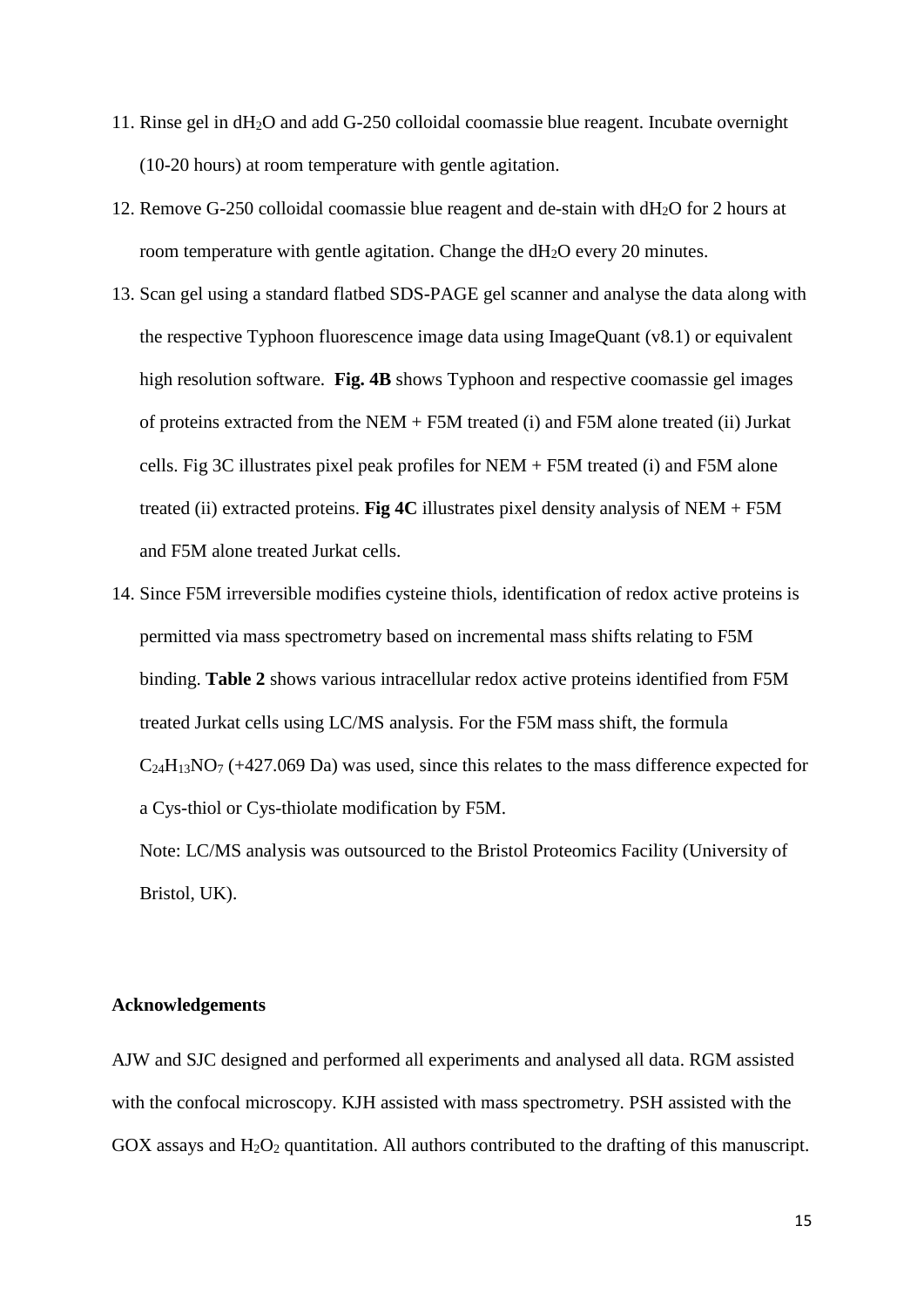11. Rinse gel in $dH_2O$ and add G-250 colloidal coomassie blue reagent. Incubate overnight (10-20 hours) at room temperature with gentle agitation.
12. Remove G-250 colloidal coomassie blue reagent and de-stain with $dH_2O$ for 2 hours at room temperature with gentle agitation. Change the $dH_2O$ every 20 minutes.
13. Scan gel using a standard flatbed SDS-PAGE gel scanner and analyse the data along with the respective Typhoon fluorescence image data using ImageQuant (v8.1) or equivalent high resolution software. **Fig. 4B** shows Typhoon and respective coomassie gel images of proteins extracted from the NEM + F5M treated (i) and F5M alone treated (ii) Jurkat cells. Fig 3C illustrates pixel peak profiles for NEM + F5M treated (i) and F5M alone treated (ii) extracted proteins. **Fig 4C** illustrates pixel density analysis of NEM + F5M and F5M alone treated Jurkat cells.
14. Since F5M irreversible modifies cysteine thiols, identification of redox active proteins is permitted via mass spectrometry based on incremental mass shifts relating to F5M binding. **Table 2** shows various intracellular redox active proteins identified from F5M treated Jurkat cells using LC/MS analysis. For the F5M mass shift, the formula $C_{24}H_{13}NO_7$ (+427.069 Da) was used, since this relates to the mass difference expected for a Cys-thiol or Cys-thiolate modification by F5M.

   Note: LC/MS analysis was outsourced to the Bristol Proteomics Facility (University of Bristol, UK).

## Acknowledgements

AJW and SJC designed and performed all experiments and analysed all data. RGM assisted with the confocal microscopy. KJH assisted with mass spectrometry. PSH assisted with the GOX assays and $H_2O_2$ quantitation. All authors contributed to the drafting of this manuscript.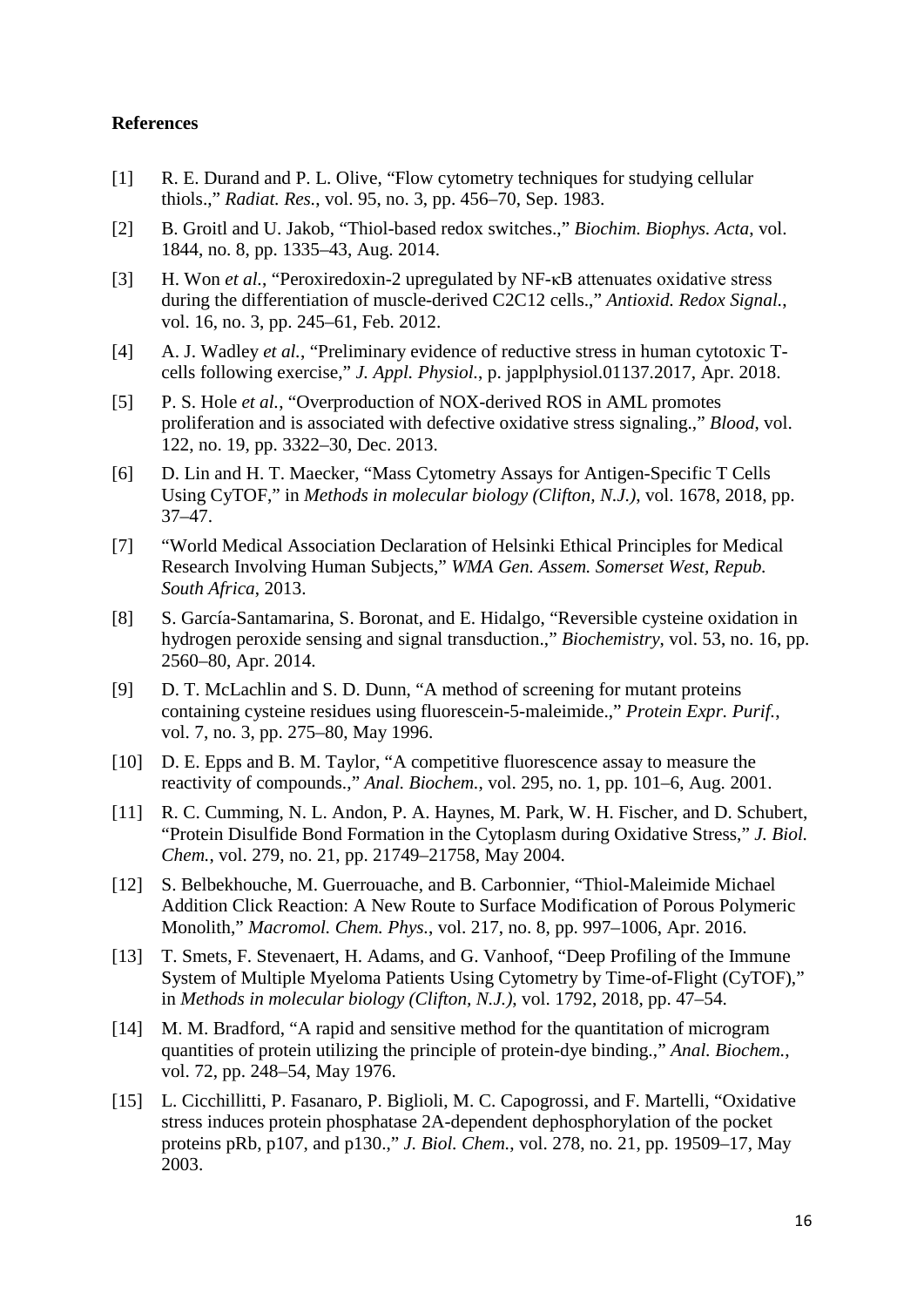**References**

[1] R. E. Durand and P. L. Olive, "Flow cytometry techniques for studying cellular thiols.," *Radiat. Res.*, vol. 95, no. 3, pp. 456–70, Sep. 1983.

[2] B. Groitl and U. Jakob, "Thiol-based redox switches.," *Biochim. Biophys. Acta*, vol. 1844, no. 8, pp. 1335–43, Aug. 2014.

[3] H. Won *et al.*, "Peroxiredoxin-2 upregulated by NF-κB attenuates oxidative stress during the differentiation of muscle-derived C2C12 cells.," *Antioxid. Redox Signal.*, vol. 16, no. 3, pp. 245–61, Feb. 2012.

[4] A. J. Wadley *et al.*, "Preliminary evidence of reductive stress in human cytotoxic T-cells following exercise," *J. Appl. Physiol.*, p. japplphysiol.01137.2017, Apr. 2018.

[5] P. S. Hole *et al.*, "Overproduction of NOX-derived ROS in AML promotes proliferation and is associated with defective oxidative stress signaling.," *Blood*, vol. 122, no. 19, pp. 3322–30, Dec. 2013.

[6] D. Lin and H. T. Maecker, "Mass Cytometry Assays for Antigen-Specific T Cells Using CyTOF," in *Methods in molecular biology (Clifton, N.J.)*, vol. 1678, 2018, pp. 37–47.

[7] "World Medical Association Declaration of Helsinki Ethical Principles for Medical Research Involving Human Subjects," *WMA Gen. Assem. Somerset West, Repub. South Africa*, 2013.

[8] S. García-Santamarina, S. Boronat, and E. Hidalgo, "Reversible cysteine oxidation in hydrogen peroxide sensing and signal transduction.," *Biochemistry*, vol. 53, no. 16, pp. 2560–80, Apr. 2014.

[9] D. T. McLachlin and S. D. Dunn, "A method of screening for mutant proteins containing cysteine residues using fluorescein-5-maleimide.," *Protein Expr. Purif.*, vol. 7, no. 3, pp. 275–80, May 1996.

[10] D. E. Epps and B. M. Taylor, "A competitive fluorescence assay to measure the reactivity of compounds.," *Anal. Biochem.*, vol. 295, no. 1, pp. 101–6, Aug. 2001.

[11] R. C. Cumming, N. L. Andon, P. A. Haynes, M. Park, W. H. Fischer, and D. Schubert, "Protein Disulfide Bond Formation in the Cytoplasm during Oxidative Stress," *J. Biol. Chem.*, vol. 279, no. 21, pp. 21749–21758, May 2004.

[12] S. Belbekhouche, M. Guerrouache, and B. Carbonnier, "Thiol-Maleimide Michael Addition Click Reaction: A New Route to Surface Modification of Porous Polymeric Monolith," *Macromol. Chem. Phys.*, vol. 217, no. 8, pp. 997–1006, Apr. 2016.

[13] T. Smets, F. Stevenaert, H. Adams, and G. Vanhoof, "Deep Profiling of the Immune System of Multiple Myeloma Patients Using Cytometry by Time-of-Flight (CyTOF)," in *Methods in molecular biology (Clifton, N.J.)*, vol. 1792, 2018, pp. 47–54.

[14] M. M. Bradford, "A rapid and sensitive method for the quantitation of microgram quantities of protein utilizing the principle of protein-dye binding.," *Anal. Biochem.*, vol. 72, pp. 248–54, May 1976.

[15] L. Cicchillitti, P. Fasanaro, P. Biglioli, M. C. Capogrossi, and F. Martelli, "Oxidative stress induces protein phosphatase 2A-dependent dephosphorylation of the pocket proteins pRb, p107, and p130.," *J. Biol. Chem.*, vol. 278, no. 21, pp. 19509–17, May 2003.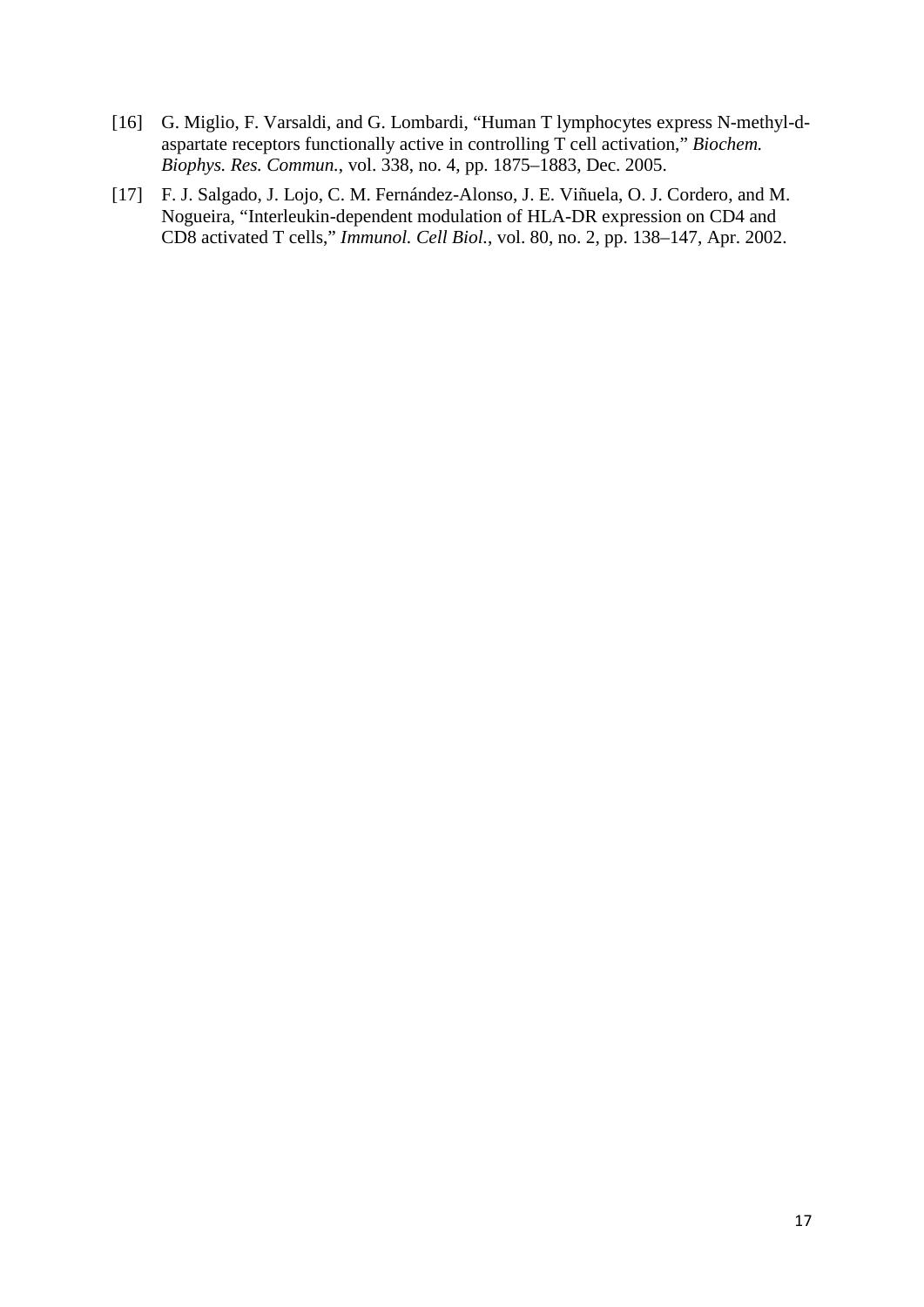[16] G. Miglio, F. Varsaldi, and G. Lombardi, “Human T lymphocytes express N-methyl-d-aspartate receptors functionally active in controlling T cell activation,” *Biochem. Biophys. Res. Commun.*, vol. 338, no. 4, pp. 1875–1883, Dec. 2005.

[17] F. J. Salgado, J. Lojo, C. M. Fernández-Alonso, J. E. Viñuela, O. J. Cordero, and M. Nogueira, “Interleukin-dependent modulation of HLA-DR expression on CD4 and CD8 activated T cells,” *Immunol. Cell Biol.*, vol. 80, no. 2, pp. 138–147, Apr. 2002.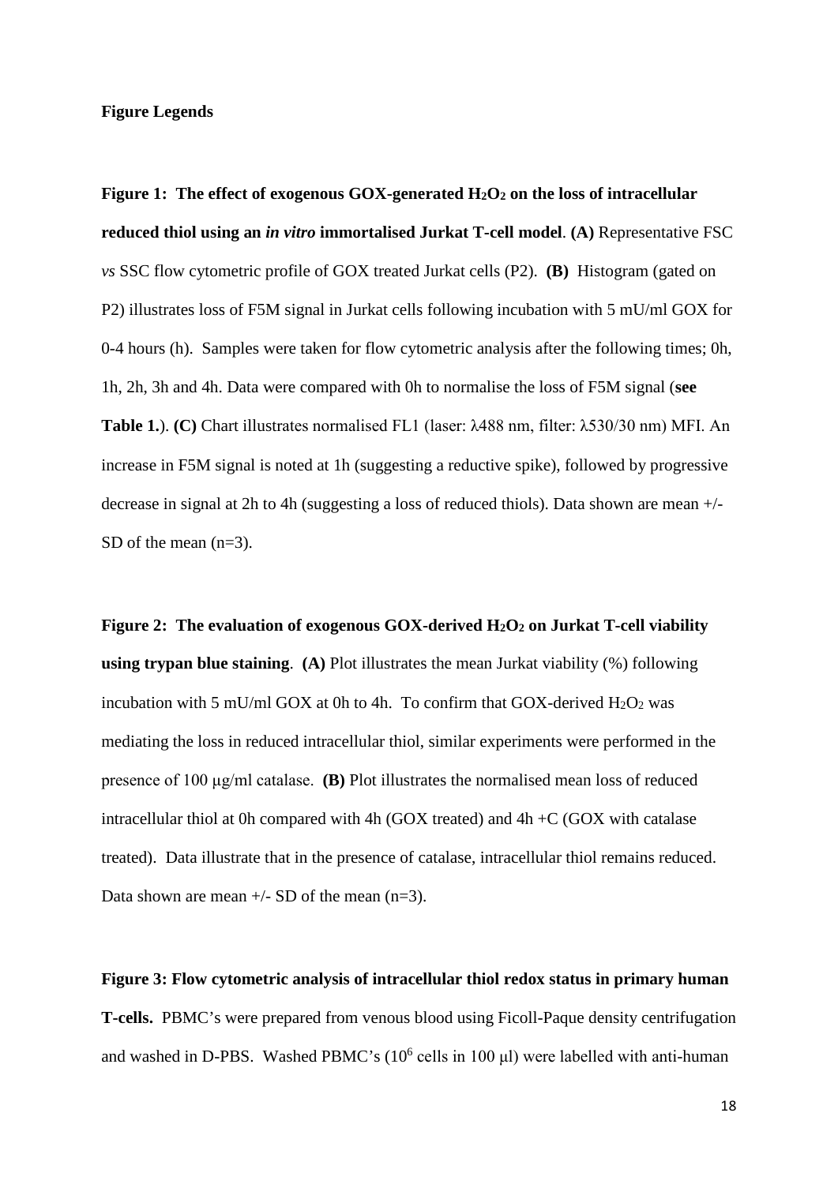**Figure Legends**

**Figure 1: The effect of exogenous GOX-generated $H_2O_2$ on the loss of intracellular reduced thiol using an *in vitro* immortalised Jurkat T-cell model**. **(A)** Representative FSC *vs* SSC flow cytometric profile of GOX treated Jurkat cells (P2). **(B)** Histogram (gated on P2) illustrates loss of F5M signal in Jurkat cells following incubation with 5 mU/ml GOX for 0-4 hours (h). Samples were taken for flow cytometric analysis after the following times; 0h, 1h, 2h, 3h and 4h. Data were compared with 0h to normalise the loss of F5M signal (**see Table 1.**). **(C)** Chart illustrates normalised FL1 (laser: λ488 nm, filter: λ530/30 nm) MFI. An increase in F5M signal is noted at 1h (suggesting a reductive spike), followed by progressive decrease in signal at 2h to 4h (suggesting a loss of reduced thiols). Data shown are mean +/- SD of the mean (n=3).

**Figure 2: The evaluation of exogenous GOX-derived $H_2O_2$ on Jurkat T-cell viability using trypan blue staining**. **(A)** Plot illustrates the mean Jurkat viability (%) following incubation with 5 mU/ml GOX at 0h to 4h. To confirm that GOX-derived $H_2O_2$ was mediating the loss in reduced intracellular thiol, similar experiments were performed in the presence of 100 μg/ml catalase. **(B)** Plot illustrates the normalised mean loss of reduced intracellular thiol at 0h compared with 4h (GOX treated) and 4h +C (GOX with catalase treated). Data illustrate that in the presence of catalase, intracellular thiol remains reduced. Data shown are mean +/- SD of the mean (n=3).

**Figure 3: Flow cytometric analysis of intracellular thiol redox status in primary human T-cells.** PBMC's were prepared from venous blood using Ficoll-Paque density centrifugation and washed in D-PBS. Washed PBMC's ($10^6$ cells in 100 μl) were labelled with anti-human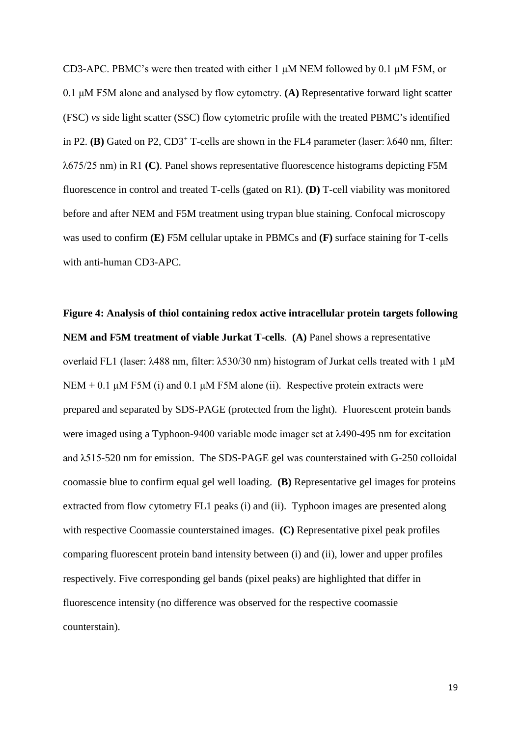CD3-APC. PBMC's were then treated with either 1 μM NEM followed by 0.1 μM F5M, or 0.1 μM F5M alone and analysed by flow cytometry. **(A)** Representative forward light scatter (FSC) *vs* side light scatter (SSC) flow cytometric profile with the treated PBMC's identified in P2. **(B)** Gated on P2, $CD3^{+}$ T-cells are shown in the FL4 parameter (laser: λ640 nm, filter: λ675/25 nm) in R1 **(C)**. Panel shows representative fluorescence histograms depicting F5M fluorescence in control and treated T-cells (gated on R1). **(D)** T-cell viability was monitored before and after NEM and F5M treatment using trypan blue staining. Confocal microscopy was used to confirm **(E)** F5M cellular uptake in PBMCs and **(F)** surface staining for T-cells with anti-human CD3-APC.

**Figure 4: Analysis of thiol containing redox active intracellular protein targets following NEM and F5M treatment of viable Jurkat T-cells**. **(A)** Panel shows a representative overlaid FL1 (laser: λ488 nm, filter: λ530/30 nm) histogram of Jurkat cells treated with 1 μM NEM + 0.1 μM F5M (i) and 0.1 μM F5M alone (ii). Respective protein extracts were prepared and separated by SDS-PAGE (protected from the light). Fluorescent protein bands were imaged using a Typhoon-9400 variable mode imager set at λ490-495 nm for excitation and λ515-520 nm for emission. The SDS-PAGE gel was counterstained with G-250 colloidal coomassie blue to confirm equal gel well loading. **(B)** Representative gel images for proteins extracted from flow cytometry FL1 peaks (i) and (ii). Typhoon images are presented along with respective Coomassie counterstained images. **(C)** Representative pixel peak profiles comparing fluorescent protein band intensity between (i) and (ii), lower and upper profiles respectively. Five corresponding gel bands (pixel peaks) are highlighted that differ in fluorescence intensity (no difference was observed for the respective coomassie counterstain).